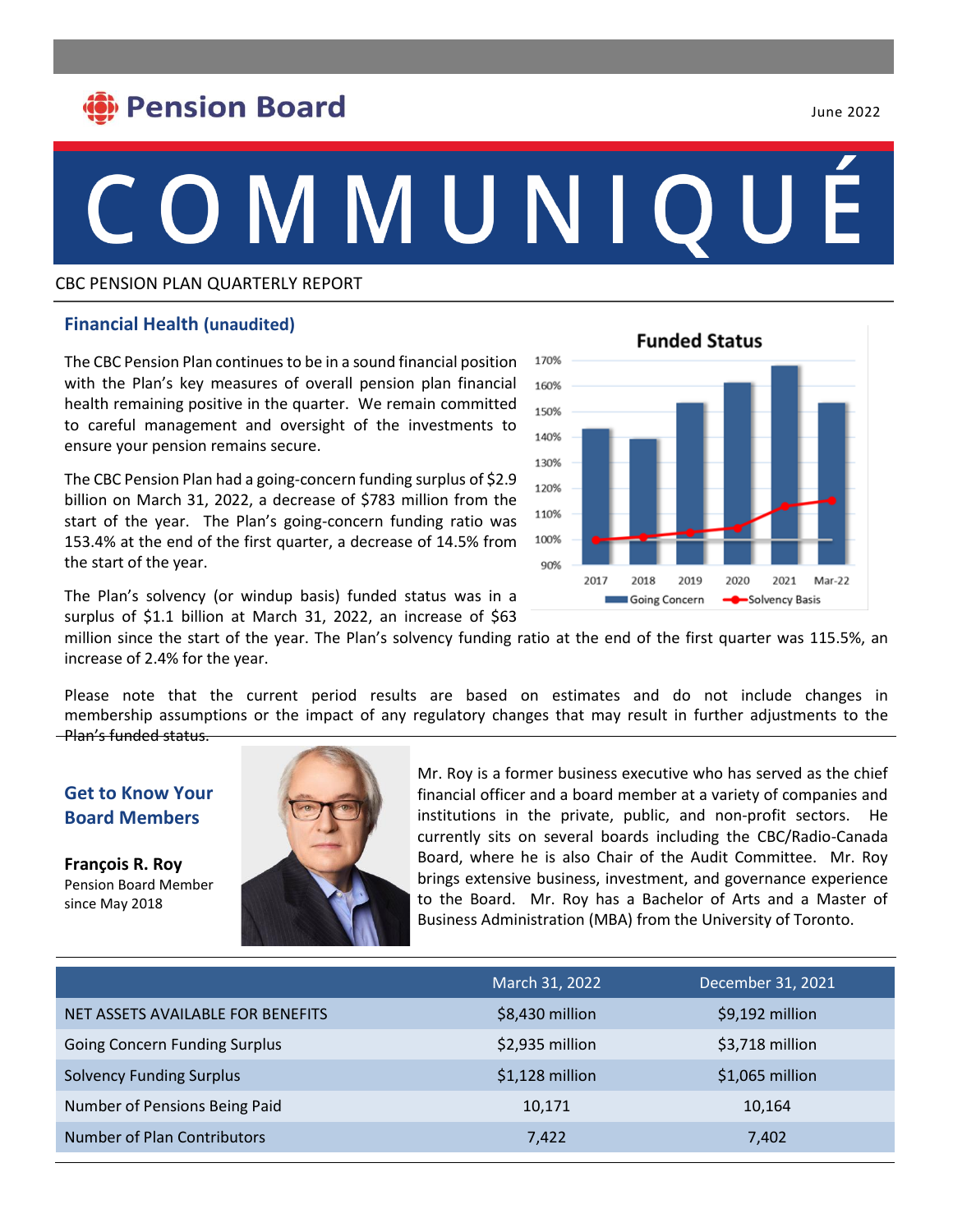Pension Board

June 2022

# COMMUNIQUÉ

CBC PENSION PLAN QUARTERLY REPORT

## Financial Health (unaudited)

The CBC Pension Plan continues to be in a sound financial position with the Plan's key measures of overall pension plan financial health remaining positive in the quarter. We remain committed to careful management and oversight of the investments to ensure your pension remains secure.

The CBC Pension Plan had a going-concern funding surplus of $2.9 billion on March 31, 2022, a decrease of $783 million from the start of the year. The Plan's going-concern funding ratio was 153.4% at the end of the first quarter, a decrease of 14.5% from the start of the year.

The Plan's solvency (or windup basis) funded status was in a surplus of $1.1 billion at March 31, 2022, an increase of $63 million since the start of the year. The Plan's solvency funding ratio at the end of the first quarter was 115.5%, an increase of 2.4% for the year.

Please note that the current period results are based on estimates and do not include changes in membership assumptions or the impact of any regulatory changes that may result in further adjustments to the Plan's funded status.

**Funded Status**

(Chart: Going Concern and Solvency Basis, 2017, 2018, 2019, 2020, 2021, Mar-22)

## Get to Know Your Board Members

**François R. Roy**
Pension Board Member since May 2018

Mr. Roy is a former business executive who has served as the chief financial officer and a board member at a variety of companies and institutions in the private, public, and non-profit sectors. He currently sits on several boards including the CBC/Radio-Canada Board, where he is also Chair of the Audit Committee. Mr. Roy brings extensive business, investment, and governance experience to the Board. Mr. Roy has a Bachelor of Arts and a Master of Business Administration (MBA) from the University of Toronto.

| | March 31, 2022 | December 31, 2021 |
|---|---|---|
| NET ASSETS AVAILABLE FOR BENEFITS | $8,430 million | $9,192 million |
| Going Concern Funding Surplus | $2,935 million | $3,718 million |
| Solvency Funding Surplus | $1,128 million | $1,065 million |
| Number of Pensions Being Paid | 10,171 | 10,164 |
| Number of Plan Contributors | 7,422 | 7,402 |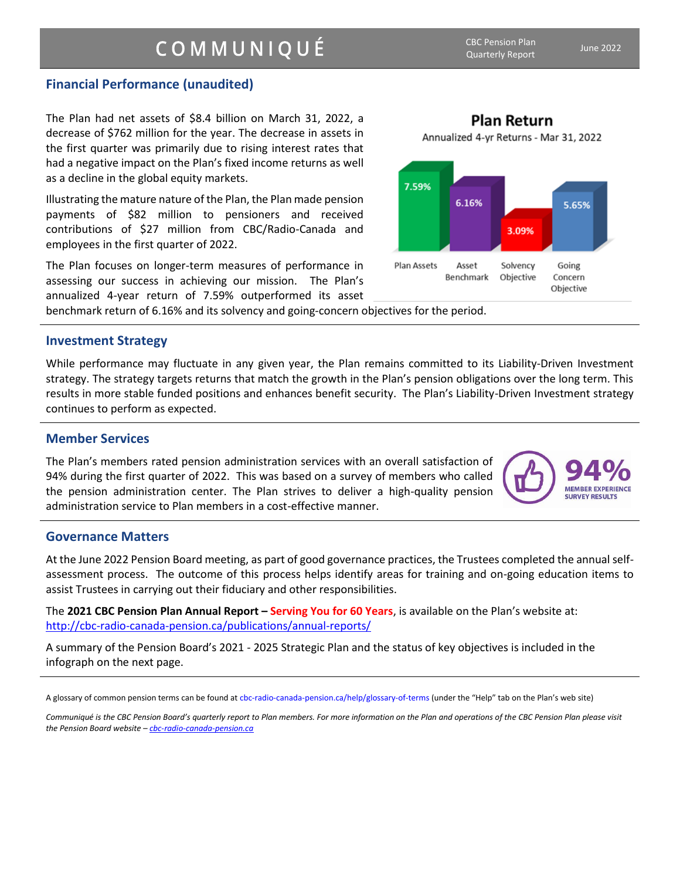# COMMUNIQUÉ

CBC Pension Plan Quarterly Report — June 2022

## Financial Performance (unaudited)

The Plan had net assets of $8.4 billion on March 31, 2022, a decrease of $762 million for the year. The decrease in assets in the first quarter was primarily due to rising interest rates that had a negative impact on the Plan's fixed income returns as well as a decline in the global equity markets.

Illustrating the mature nature of the Plan, the Plan made pension payments of $82 million to pensioners and received contributions of $27 million from CBC/Radio-Canada and employees in the first quarter of 2022.

The Plan focuses on longer-term measures of performance in assessing our success in achieving our mission. The Plan's annualized 4-year return of 7.59% outperformed its asset benchmark return of 6.16% and its solvency and going-concern objectives for the period.

**Plan Return**

Annualized 4-yr Returns - Mar 31, 2022

| Plan Assets | Asset Benchmark | Solvency Objective | Going Concern Objective |
|---|---|---|---|
| 7.59% | 6.16% | 3.09% | 5.65% |

## Investment Strategy

While performance may fluctuate in any given year, the Plan remains committed to its Liability-Driven Investment strategy. The strategy targets returns that match the growth in the Plan's pension obligations over the long term. This results in more stable funded positions and enhances benefit security. The Plan's Liability-Driven Investment strategy continues to perform as expected.

## Member Services

The Plan's members rated pension administration services with an overall satisfaction of 94% during the first quarter of 2022. This was based on a survey of members who called the pension administration center. The Plan strives to deliver a high-quality pension administration service to Plan members in a cost-effective manner.

**94%** MEMBER EXPERIENCE SURVEY RESULTS

## Governance Matters

At the June 2022 Pension Board meeting, as part of good governance practices, the Trustees completed the annual self-assessment process. The outcome of this process helps identify areas for training and on-going education items to assist Trustees in carrying out their fiduciary and other responsibilities.

The **2021 CBC Pension Plan Annual Report – Serving You for 60 Years**, is available on the Plan's website at: http://cbc-radio-canada-pension.ca/publications/annual-reports/

A summary of the Pension Board's 2021 - 2025 Strategic Plan and the status of key objectives is included in the infograph on the next page.

A glossary of common pension terms can be found at cbc-radio-canada-pension.ca/help/glossary-of-terms (under the "Help" tab on the Plan's web site)

*Communiqué is the CBC Pension Board's quarterly report to Plan members. For more information on the Plan and operations of the CBC Pension Plan please visit the Pension Board website – cbc-radio-canada-pension.ca*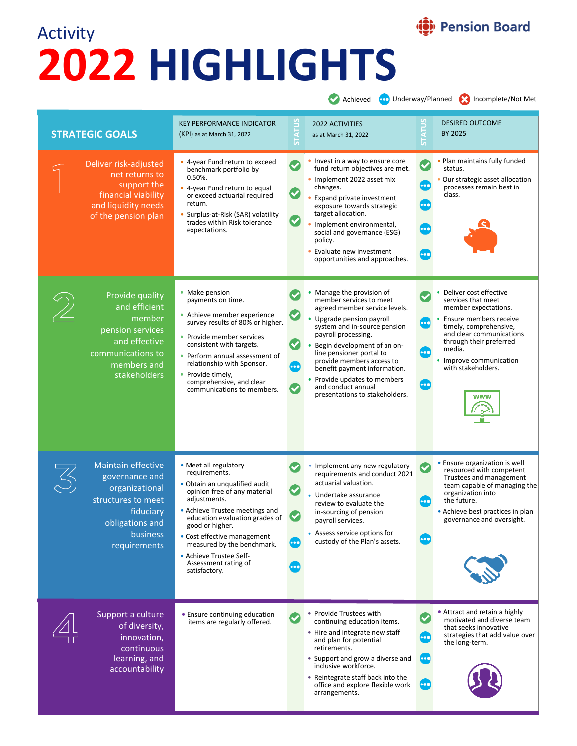Activity

# 2022 HIGHLIGHTS

Pension Board

✓ Achieved ••• Underway/Planned ✗ Incomplete/Not Met

| STRATEGIC GOALS | KEY PERFORMANCE INDICATOR (KPI) as at March 31, 2022 | STATUS | 2022 ACTIVITIES as at March 31, 2022 | STATUS | DESIRED OUTCOME BY 2025 |
|---|---|---|---|---|---|
| 1 Deliver risk-adjusted net returns to support the financial viability and liquidity needs of the pension plan | • 4-year Fund return to exceed benchmark portfolio by 0.50%.<br>• 4-year Fund return to equal or exceed actuarial required return.<br>• Surplus-at-Risk (SAR) volatility trades within Risk tolerance expectations. | Achieved<br>Achieved<br>Achieved | • Invest in a way to ensure core fund return objectives are met.<br>• Implement 2022 asset mix changes.<br>• Expand private investment exposure towards strategic target allocation.<br>• Implement environmental, social and governance (ESG) policy.<br>• Evaluate new investment opportunities and approaches. | Achieved<br>Underway/Planned<br>Underway/Planned<br>Underway/Planned<br>Underway/Planned | • Plan maintains fully funded status.<br>• Our strategic asset allocation processes remain best in class. |
| 2 Provide quality and efficient member pension services and effective communications to members and stakeholders | • Make pension payments on time.<br>• Achieve member experience survey results of 80% or higher.<br>• Provide member services consistent with targets.<br>• Perform annual assessment of relationship with Sponsor.<br>• Provide timely, comprehensive, and clear communications to members. | Achieved<br>Achieved<br>Achieved<br>Underway/Planned<br>Achieved | • Manage the provision of member services to meet agreed member service levels.<br>• Upgrade pension payroll system and in-source pension payroll processing.<br>• Begin development of an on-line pensioner portal to provide members access to benefit payment information.<br>• Provide updates to members and conduct annual presentations to stakeholders. | Achieved<br>Underway/Planned<br>Underway/Planned<br>Underway/Planned | • Deliver cost effective services that meet member expectations.<br>• Ensure members receive timely, comprehensive, and clear communications through their preferred media.<br>• Improve communication with stakeholders. |
| 3 Maintain effective governance and organizational structures to meet fiduciary obligations and business requirements | • Meet all regulatory requirements.<br>• Obtain an unqualified audit opinion free of any material adjustments.<br>• Achieve Trustee meetings and education evaluation grades of good or higher.<br>• Cost effective management measured by the benchmark.<br>• Achieve Trustee Self-Assessment rating of satisfactory. | Achieved<br>Achieved<br>Achieved<br>Underway/Planned<br>Underway/Planned | • Implement any new regulatory requirements and conduct 2021 actuarial valuation.<br>• Undertake assurance review to evaluate the in-sourcing of pension payroll services.<br>• Assess service options for custody of the Plan's assets. | Achieved<br>Underway/Planned<br>Underway/Planned | • Ensure organization is well resourced with competent Trustees and management team capable of managing the organization into the future.<br>• Achieve best practices in plan governance and oversight. |
| 4 Support a culture of diversity, innovation, continuous learning, and accountability | • Ensure continuing education items are regularly offered. | Achieved | • Provide Trustees with continuing education items.<br>• Hire and integrate new staff and plan for potential retirements.<br>• Support and grow a diverse and inclusive workforce.<br>• Reintegrate staff back into the office and explore flexible work arrangements. | Achieved<br>Underway/Planned<br>Underway/Planned<br>Underway/Planned | • Attract and retain a highly motivated and diverse team that seeks innovative strategies that add value over the long-term. |